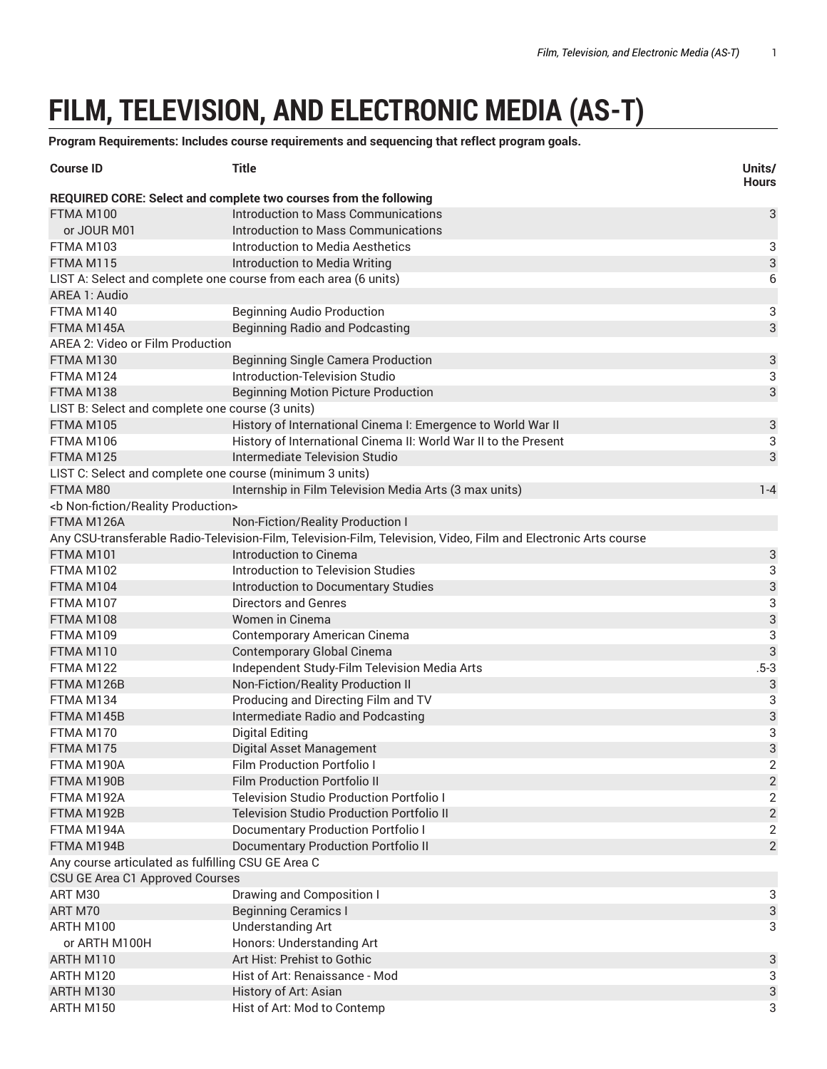# FILM, TELEVISION, AND ELECTRONIC MEDIA (AS-T)

**Program Requirements: Includes course requirements and sequencing that reflect program goals.**

| Course ID | Title | Units/ Hours |
|---|---|---|
| **REQUIRED CORE: Select and complete two courses from the following** | | |
| FTMA M100 | Introduction to Mass Communications | 3 |
| or JOUR M01 | Introduction to Mass Communications | |
| FTMA M103 | Introduction to Media Aesthetics | 3 |
| FTMA M115 | Introduction to Media Writing | 3 |
| LIST A: Select and complete one course from each area (6 units) | | 6 |
| AREA 1: Audio | | |
| FTMA M140 | Beginning Audio Production | 3 |
| FTMA M145A | Beginning Radio and Podcasting | 3 |
| AREA 2: Video or Film Production | | |
| FTMA M130 | Beginning Single Camera Production | 3 |
| FTMA M124 | Introduction-Television Studio | 3 |
| FTMA M138 | Beginning Motion Picture Production | 3 |
| LIST B: Select and complete one course (3 units) | | |
| FTMA M105 | History of International Cinema I: Emergence to World War II | 3 |
| FTMA M106 | History of International Cinema II: World War II to the Present | 3 |
| FTMA M125 | Intermediate Television Studio | 3 |
| LIST C: Select and complete one course (minimum 3 units) | | |
| FTMA M80 | Internship in Film Television Media Arts (3 max units) | 1-4 |
| <b Non-fiction/Reality Production> | | |
| FTMA M126A | Non-Fiction/Reality Production I | |
| Any CSU-transferable Radio-Television-Film, Television-Film, Television, Video, Film and Electronic Arts course | | |
| FTMA M101 | Introduction to Cinema | 3 |
| FTMA M102 | Introduction to Television Studies | 3 |
| FTMA M104 | Introduction to Documentary Studies | 3 |
| FTMA M107 | Directors and Genres | 3 |
| FTMA M108 | Women in Cinema | 3 |
| FTMA M109 | Contemporary American Cinema | 3 |
| FTMA M110 | Contemporary Global Cinema | 3 |
| FTMA M122 | Independent Study-Film Television Media Arts | .5-3 |
| FTMA M126B | Non-Fiction/Reality Production II | 3 |
| FTMA M134 | Producing and Directing Film and TV | 3 |
| FTMA M145B | Intermediate Radio and Podcasting | 3 |
| FTMA M170 | Digital Editing | 3 |
| FTMA M175 | Digital Asset Management | 3 |
| FTMA M190A | Film Production Portfolio I | 2 |
| FTMA M190B | Film Production Portfolio II | 2 |
| FTMA M192A | Television Studio Production Portfolio I | 2 |
| FTMA M192B | Television Studio Production Portfolio II | 2 |
| FTMA M194A | Documentary Production Portfolio I | 2 |
| FTMA M194B | Documentary Production Portfolio II | 2 |
| Any course articulated as fulfilling CSU GE Area C | | |
| CSU GE Area C1 Approved Courses | | |
| ART M30 | Drawing and Composition I | 3 |
| ART M70 | Beginning Ceramics I | 3 |
| ARTH M100 | Understanding Art | 3 |
| or ARTH M100H | Honors: Understanding Art | |
| ARTH M110 | Art Hist: Prehist to Gothic | 3 |
| ARTH M120 | Hist of Art: Renaissance - Mod | 3 |
| ARTH M130 | History of Art: Asian | 3 |
| ARTH M150 | Hist of Art: Mod to Contemp | 3 |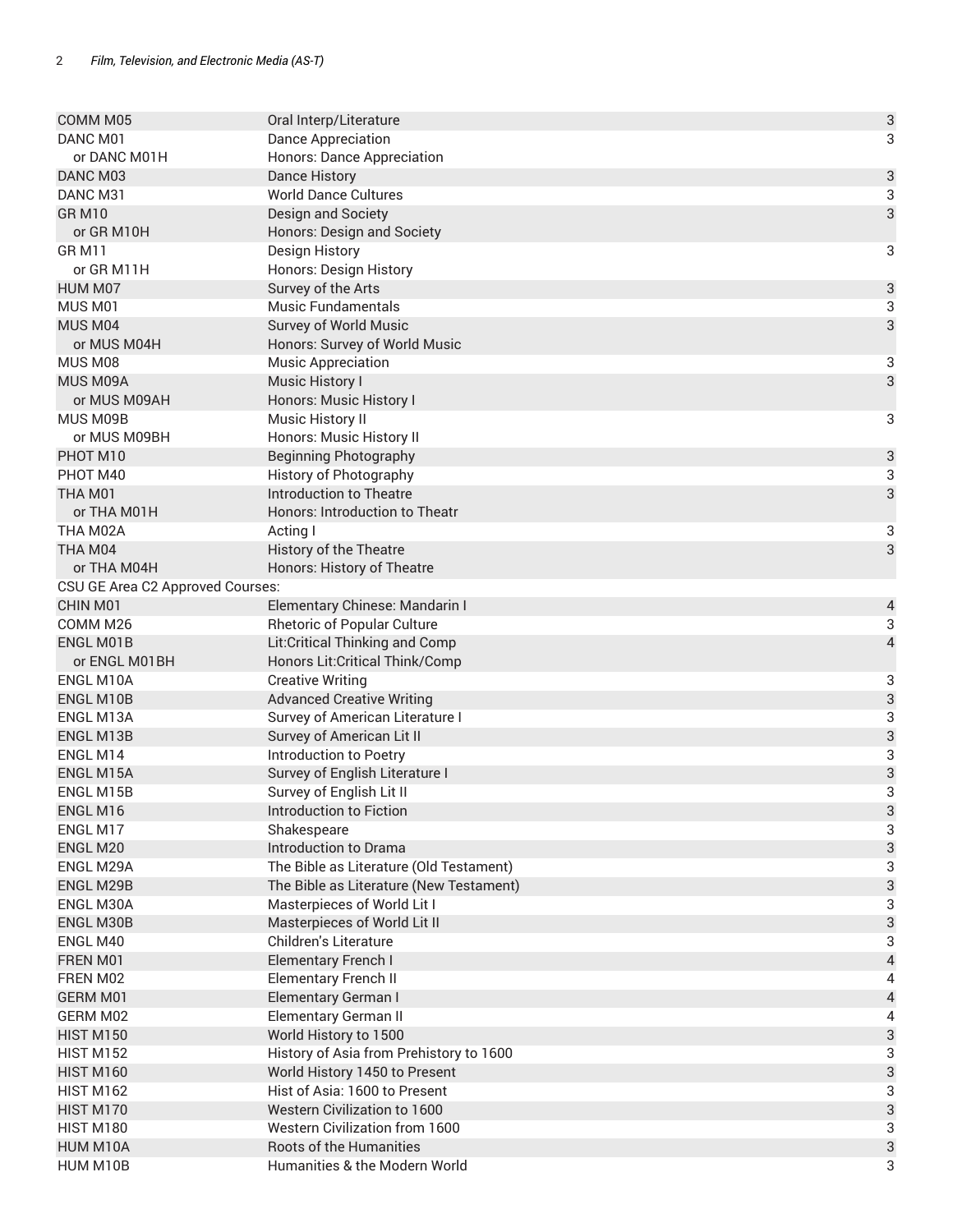| | | |
|---|---|---|
| COMM M05 | Oral Interp/Literature | 3 |
| DANC M01 | Dance Appreciation | 3 |
| or DANC M01H | Honors: Dance Appreciation | |
| DANC M03 | Dance History | 3 |
| DANC M31 | World Dance Cultures | 3 |
| GR M10 | Design and Society | 3 |
| or GR M10H | Honors: Design and Society | |
| GR M11 | Design History | 3 |
| or GR M11H | Honors: Design History | |
| HUM M07 | Survey of the Arts | 3 |
| MUS M01 | Music Fundamentals | 3 |
| MUS M04 | Survey of World Music | 3 |
| or MUS M04H | Honors: Survey of World Music | |
| MUS M08 | Music Appreciation | 3 |
| MUS M09A | Music History I | 3 |
| or MUS M09AH | Honors: Music History I | |
| MUS M09B | Music History II | 3 |
| or MUS M09BH | Honors: Music History II | |
| PHOT M10 | Beginning Photography | 3 |
| PHOT M40 | History of Photography | 3 |
| THA M01 | Introduction to Theatre | 3 |
| or THA M01H | Honors: Introduction to Theatr | |
| THA M02A | Acting I | 3 |
| THA M04 | History of the Theatre | 3 |
| or THA M04H | Honors: History of Theatre | |
| CSU GE Area C2 Approved Courses: | | |
| CHIN M01 | Elementary Chinese: Mandarin I | 4 |
| COMM M26 | Rhetoric of Popular Culture | 3 |
| ENGL M01B | Lit:Critical Thinking and Comp | 4 |
| or ENGL M01BH | Honors Lit:Critical Think/Comp | |
| ENGL M10A | Creative Writing | 3 |
| ENGL M10B | Advanced Creative Writing | 3 |
| ENGL M13A | Survey of American Literature I | 3 |
| ENGL M13B | Survey of American Lit II | 3 |
| ENGL M14 | Introduction to Poetry | 3 |
| ENGL M15A | Survey of English Literature I | 3 |
| ENGL M15B | Survey of English Lit II | 3 |
| ENGL M16 | Introduction to Fiction | 3 |
| ENGL M17 | Shakespeare | 3 |
| ENGL M20 | Introduction to Drama | 3 |
| ENGL M29A | The Bible as Literature (Old Testament) | 3 |
| ENGL M29B | The Bible as Literature (New Testament) | 3 |
| ENGL M30A | Masterpieces of World Lit I | 3 |
| ENGL M30B | Masterpieces of World Lit II | 3 |
| ENGL M40 | Children's Literature | 3 |
| FREN M01 | Elementary French I | 4 |
| FREN M02 | Elementary French II | 4 |
| GERM M01 | Elementary German I | 4 |
| GERM M02 | Elementary German II | 4 |
| HIST M150 | World History to 1500 | 3 |
| HIST M152 | History of Asia from Prehistory to 1600 | 3 |
| HIST M160 | World History 1450 to Present | 3 |
| HIST M162 | Hist of Asia: 1600 to Present | 3 |
| HIST M170 | Western Civilization to 1600 | 3 |
| HIST M180 | Western Civilization from 1600 | 3 |
| HUM M10A | Roots of the Humanities | 3 |
| HUM M10B | Humanities & the Modern World | 3 |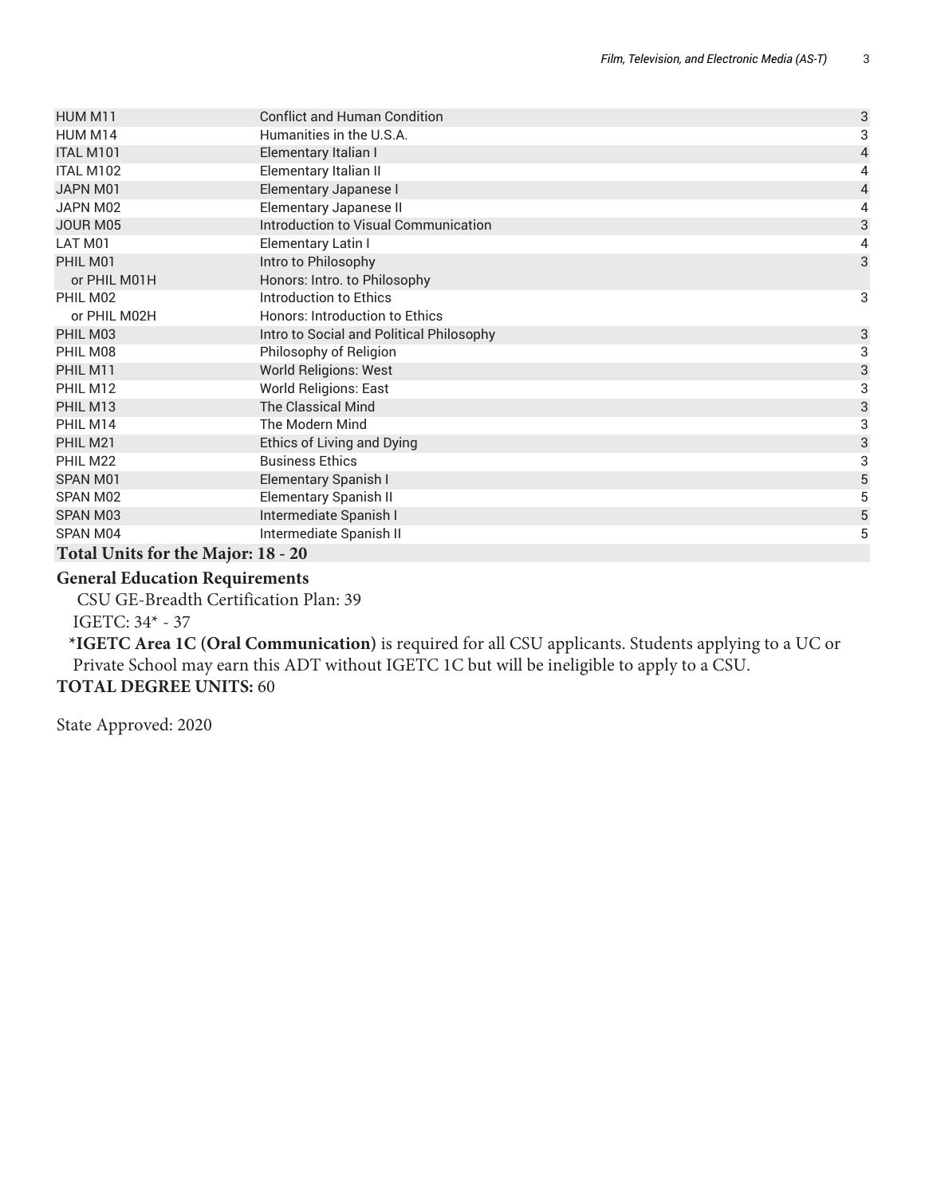| | | |
|---|---|---|
| HUM M11 | Conflict and Human Condition | 3 |
| HUM M14 | Humanities in the U.S.A. | 3 |
| ITAL M101 | Elementary Italian I | 4 |
| ITAL M102 | Elementary Italian II | 4 |
| JAPN M01 | Elementary Japanese I | 4 |
| JAPN M02 | Elementary Japanese II | 4 |
| JOUR M05 | Introduction to Visual Communication | 3 |
| LAT M01 | Elementary Latin I | 4 |
| PHIL M01 | Intro to Philosophy | 3 |
| or PHIL M01H | Honors: Intro. to Philosophy | |
| PHIL M02 | Introduction to Ethics | 3 |
| or PHIL M02H | Honors: Introduction to Ethics | |
| PHIL M03 | Intro to Social and Political Philosophy | 3 |
| PHIL M08 | Philosophy of Religion | 3 |
| PHIL M11 | World Religions: West | 3 |
| PHIL M12 | World Religions: East | 3 |
| PHIL M13 | The Classical Mind | 3 |
| PHIL M14 | The Modern Mind | 3 |
| PHIL M21 | Ethics of Living and Dying | 3 |
| PHIL M22 | Business Ethics | 3 |
| SPAN M01 | Elementary Spanish I | 5 |
| SPAN M02 | Elementary Spanish II | 5 |
| SPAN M03 | Intermediate Spanish I | 5 |
| SPAN M04 | Intermediate Spanish II | 5 |
| **Total Units for the Major: 18 - 20** | | |

**General Education Requirements**

CSU GE-Breadth Certification Plan: 39

IGETC: 34* - 37

***IGETC Area 1C (Oral Communication)** is required for all CSU applicants. Students applying to a UC or Private School may earn this ADT without IGETC 1C but will be ineligible to apply to a CSU.

**TOTAL DEGREE UNITS:** 60

State Approved: 2020